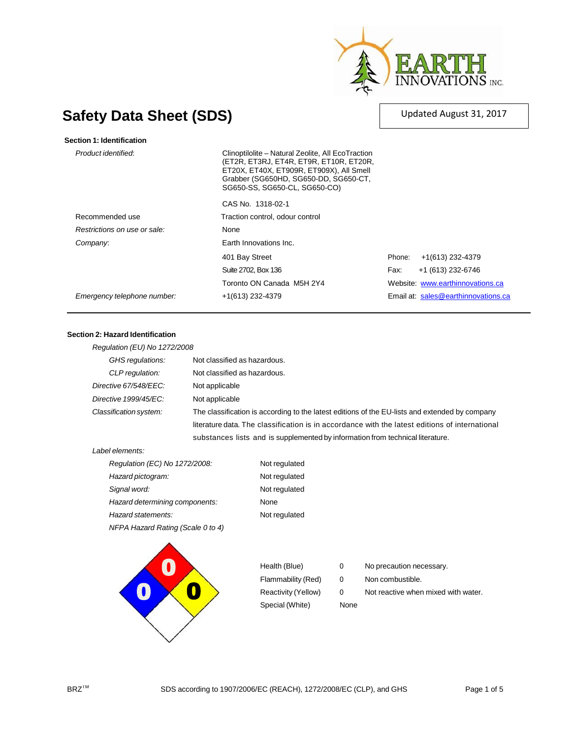# Safety Data Sheet (SDS)

Updated August 31, 2017

**Section 1: Identification**

| | | | |
|---|---|---|---|
| *Product identified*: | Clinoptilolite – Natural Zeolite, All EcoTraction (ET2R, ET3RJ, ET4R, ET9R, ET10R, ET20R, ET20X, ET40X, ET909R, ET909X), All Smell Grabber (SG650HD, SG650-DD, SG650-CT, SG650-SS, SG650-CL, SG650-CO) | | |
| | CAS No. 1318-02-1 | | |
| Recommended use | Traction control, odour control | | |
| *Restrictions on use or sale:* | None | | |
| *Company*: | Earth Innovations Inc. | | |
| | 401 Bay Street | Phone: | +1(613) 232-4379 |
| | Suite 2702, Box 136 | Fax: | +1 (613) 232-6746 |
| | Toronto ON Canada M5H 2Y4 | Website: | www.earthinnovations.ca |
| *Emergency telephone number:* | +1(613) 232-4379 | Email at: | sales@earthinnovations.ca |

**Section 2: Hazard Identification**

*Regulation (EU) No 1272/2008*

| | |
|---|---|
| *GHS regulations:* | Not classified as hazardous. |
| *CLP regulation:* | Not classified as hazardous. |
| *Directive 67/548/EEC:* | Not applicable |
| *Directive 1999/45/EC:* | Not applicable |
| *Classification system:* | The classification is according to the latest editions of the EU-lists and extended by company literature data. The classification is in accordance with the latest editions of international substances lists and is supplemented by information from technical literature. |

*Label elements:*

| | |
|---|---|
| *Regulation (EC) No 1272/2008:* | Not regulated |
| *Hazard pictogram:* | Not regulated |
| *Signal word:* | Not regulated |
| *Hazard determining components:* | None |
| *Hazard statements:* | Not regulated |

*NFPA Hazard Rating (Scale 0 to 4)*

| | | |
|---|---|---|
| Health (Blue) | 0 | No precaution necessary. |
| Flammability (Red) | 0 | Non combustible. |
| Reactivity (Yellow) | 0 | Not reactive when mixed with water. |
| Special (White) | None | |

BRZ™

SDS according to 1907/2006/EC (REACH), 1272/2008/EC (CLP), and GHS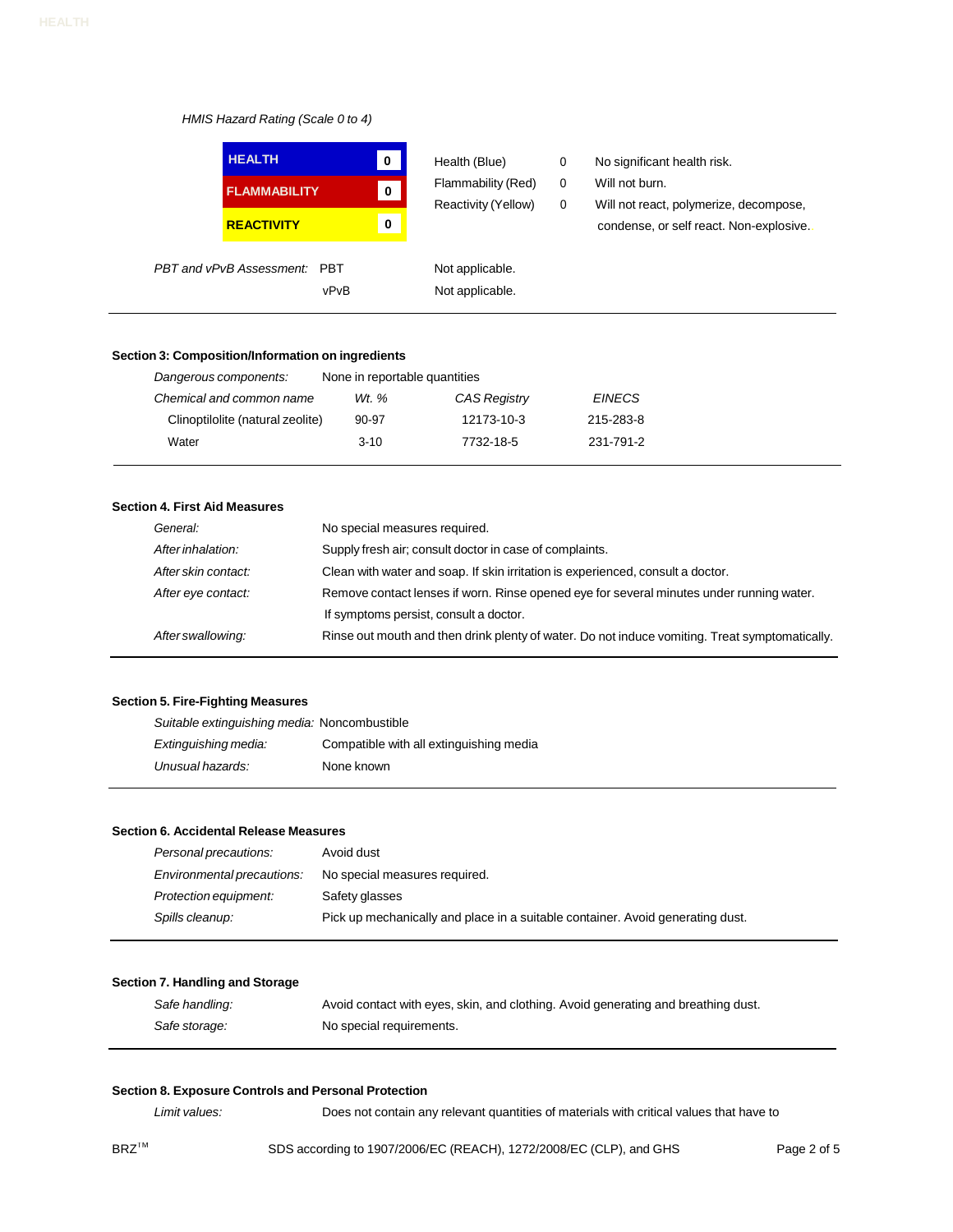*HMIS Hazard Rating (Scale 0 to 4)*

| | | | | |
|---|---|---|---|---|
| HEALTH | 0 | Health (Blue) | 0 | No significant health risk. |
| FLAMMABILITY | 0 | Flammability (Red) | 0 | Will not burn. |
| REACTIVITY | 0 | Reactivity (Yellow) | 0 | Will not react, polymerize, decompose, condense, or self react. Non-explosive. |

*PBT and vPvB Assessment:* PBT — Not applicable.
vPvB — Not applicable.

---

### Section 3: Composition/Information on ingredients

*Dangerous components:* None in reportable quantities

| *Chemical and common name* | *Wt. %* | *CAS Registry* | *EINECS* |
|---|---|---|---|
| Clinoptilolite (natural zeolite) | 90-97 | 12173-10-3 | 215-283-8 |
| Water | 3-10 | 7732-18-5 | 231-791-2 |

---

### Section 4. First Aid Measures

*General:* No special measures required.

*After inhalation:* Supply fresh air; consult doctor in case of complaints.

*After skin contact:* Clean with water and soap. If skin irritation is experienced, consult a doctor.

*After eye contact:* Remove contact lenses if worn. Rinse opened eye for several minutes under running water. If symptoms persist, consult a doctor.

*After swallowing:* Rinse out mouth and then drink plenty of water. Do not induce vomiting. Treat symptomatically.

---

### Section 5. Fire-Fighting Measures

*Suitable extinguishing media:* Noncombustible

*Extinguishing media:* Compatible with all extinguishing media

*Unusual hazards:* None known

---

### Section 6. Accidental Release Measures

*Personal precautions:* Avoid dust

*Environmental precautions:* No special measures required.

*Protection equipment:* Safety glasses

*Spills cleanup:* Pick up mechanically and place in a suitable container. Avoid generating dust.

---

### Section 7. Handling and Storage

*Safe handling:* Avoid contact with eyes, skin, and clothing. Avoid generating and breathing dust.

*Safe storage:* No special requirements.

---

### Section 8. Exposure Controls and Personal Protection

*Limit values:* Does not contain any relevant quantities of materials with critical values that have to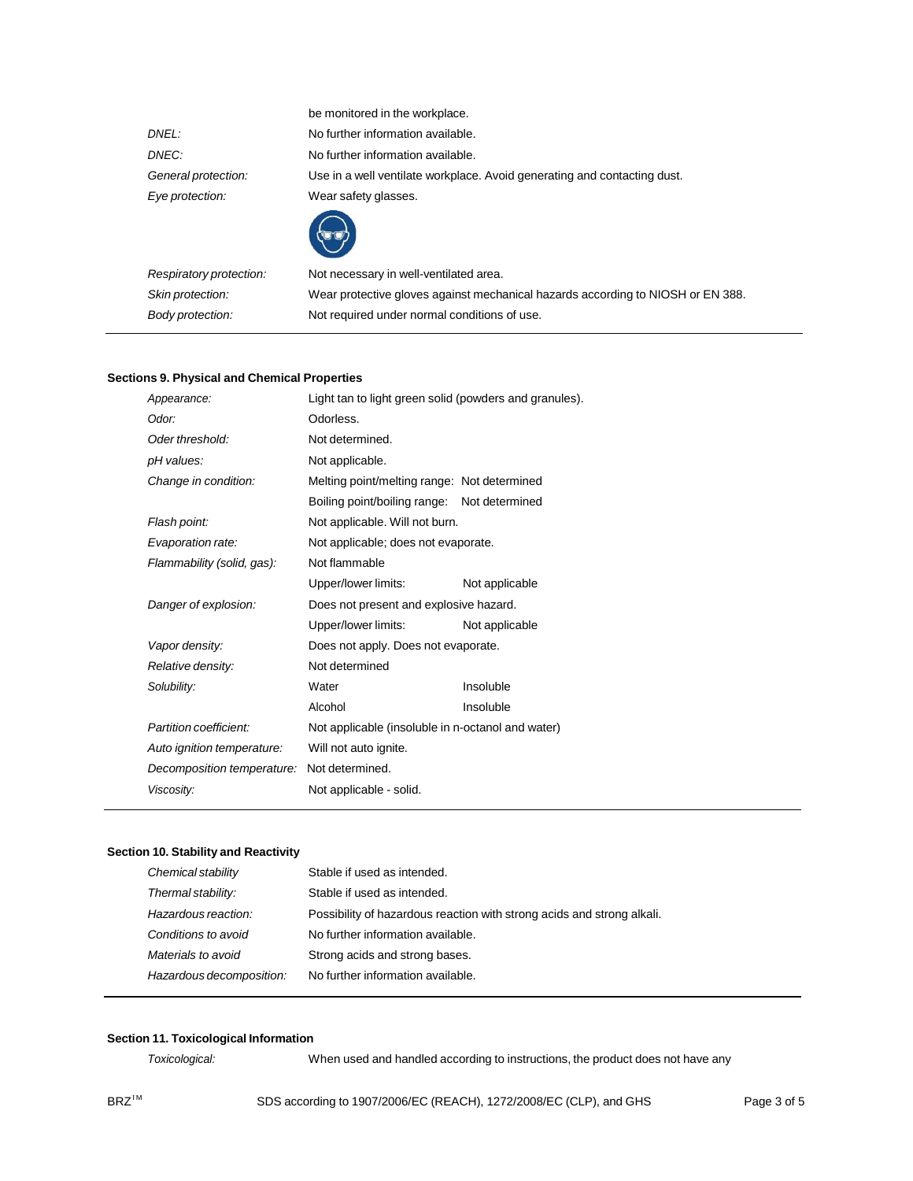| | |
|---|---|
| | be monitored in the workplace. |
| *DNEL:* | No further information available. |
| *DNEC:* | No further information available. |
| *General protection:* | Use in a well ventilate workplace. Avoid generating and contacting dust. |
| *Eye protection:* | Wear safety glasses. |
| *Respiratory protection:* | Not necessary in well-ventilated area. |
| *Skin protection:* | Wear protective gloves against mechanical hazards according to NIOSH or EN 388. |
| *Body protection:* | Not required under normal conditions of use. |

#### Sections 9. Physical and Chemical Properties

| | | |
|---|---|---|
| *Appearance:* | Light tan to light green solid (powders and granules). | |
| *Odor:* | Odorless. | |
| *Oder threshold:* | Not determined. | |
| *pH values:* | Not applicable. | |
| *Change in condition:* | Melting point/melting range: | Not determined |
| | Boiling point/boiling range: | Not determined |
| *Flash point:* | Not applicable. Will not burn. | |
| *Evaporation rate:* | Not applicable; does not evaporate. | |
| *Flammability (solid, gas):* | Not flammable | |
| | Upper/lower limits: | Not applicable |
| *Danger of explosion:* | Does not present and explosive hazard. | |
| | Upper/lower limits: | Not applicable |
| *Vapor density:* | Does not apply. Does not evaporate. | |
| *Relative density:* | Not determined | |
| *Solubility:* | Water | Insoluble |
| | Alcohol | Insoluble |
| *Partition coefficient:* | Not applicable (insoluble in n-octanol and water) | |
| *Auto ignition temperature:* | Will not auto ignite. | |
| *Decomposition temperature:* | Not determined. | |
| *Viscosity:* | Not applicable - solid. | |

#### Section 10. Stability and Reactivity

| | |
|---|---|
| *Chemical stability* | Stable if used as intended. |
| *Thermal stability:* | Stable if used as intended. |
| *Hazardous reaction:* | Possibility of hazardous reaction with strong acids and strong alkali. |
| *Conditions to avoid* | No further information available. |
| *Materials to avoid* | Strong acids and strong bases. |
| *Hazardous decomposition:* | No further information available. |

#### Section 11. Toxicological Information

| | |
|---|---|
| *Toxicological:* | When used and handled according to instructions, the product does not have any |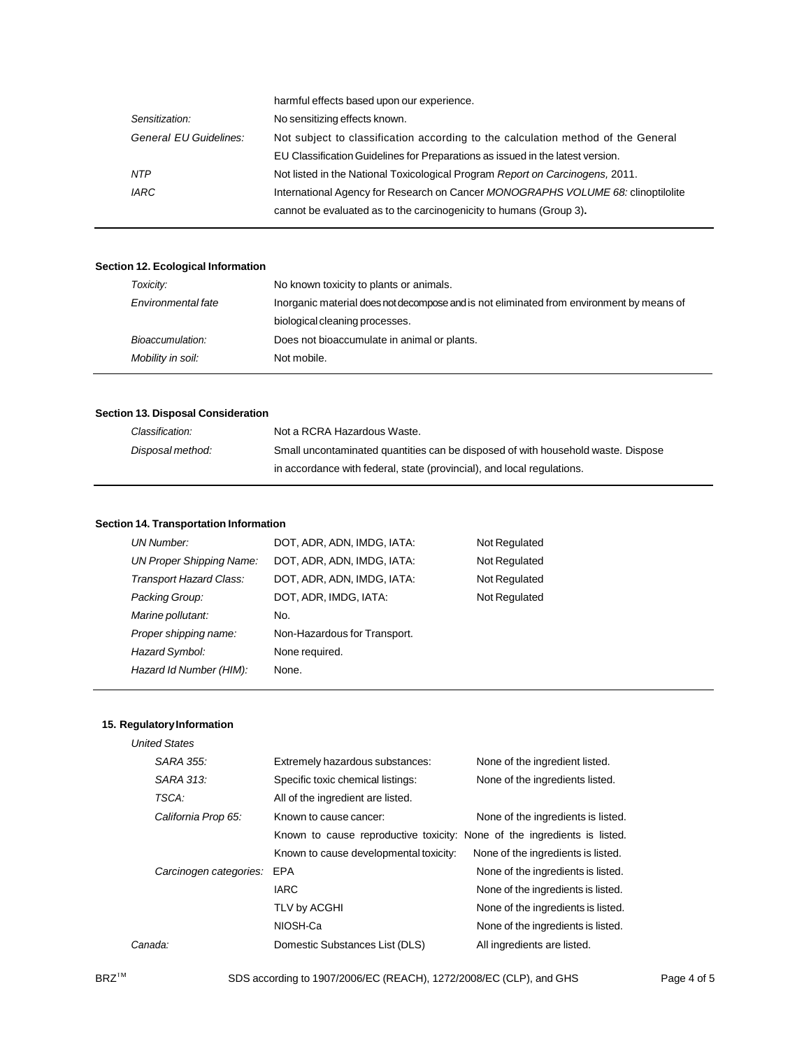| | |
|---|---|
| | harmful effects based upon our experience. |
| *Sensitization:* | No sensitizing effects known. |
| *General EU Guidelines:* | Not subject to classification according to the calculation method of the General EU Classification Guidelines for Preparations as issued in the latest version. |
| *NTP* | Not listed in the National Toxicological Program *Report on Carcinogens,* 2011. |
| *IARC* | International Agency for Research on Cancer *MONOGRAPHS VOLUME 68:* clinoptilolite cannot be evaluated as to the carcinogenicity to humans (Group 3)**.** |

## Section 12. Ecological Information

| | |
|---|---|
| *Toxicity:* | No known toxicity to plants or animals. |
| *Environmental fate* | Inorganic material does not decompose and is not eliminated from environment by means of biological cleaning processes. |
| *Bioaccumulation:* | Does not bioaccumulate in animal or plants. |
| *Mobility in soil:* | Not mobile. |

## Section 13. Disposal Consideration

| | |
|---|---|
| *Classification:* | Not a RCRA Hazardous Waste. |
| *Disposal method:* | Small uncontaminated quantities can be disposed of with household waste. Dispose in accordance with federal, state (provincial), and local regulations. |

## Section 14. Transportation Information

| | | |
|---|---|---|
| *UN Number:* | DOT, ADR, ADN, IMDG, IATA: | Not Regulated |
| *UN Proper Shipping Name:* | DOT, ADR, ADN, IMDG, IATA: | Not Regulated |
| *Transport Hazard Class:* | DOT, ADR, ADN, IMDG, IATA: | Not Regulated |
| *Packing Group:* | DOT, ADR, IMDG, IATA: | Not Regulated |
| *Marine pollutant:* | No. | |
| *Proper shipping name:* | Non-Hazardous for Transport. | |
| *Hazard Symbol:* | None required. | |
| *Hazard Id Number (HIM):* | None. | |

## 15. Regulatory Information

| | | |
|---|---|---|
| *United States* | | |
| *SARA 355:* | Extremely hazardous substances: | None of the ingredient listed. |
| *SARA 313:* | Specific toxic chemical listings: | None of the ingredients listed. |
| *TSCA:* | All of the ingredient are listed. | |
| *California Prop 65:* | Known to cause cancer: | None of the ingredients is listed. |
| | Known to cause reproductive toxicity: | None of the ingredients is listed. |
| | Known to cause developmental toxicity: | None of the ingredients is listed. |
| *Carcinogen categories:* | EPA | None of the ingredients is listed. |
| | IARC | None of the ingredients is listed. |
| | TLV by ACGHI | None of the ingredients is listed. |
| | NIOSH-Ca | None of the ingredients is listed. |
| *Canada:* | Domestic Substances List (DLS) | All ingredients are listed. |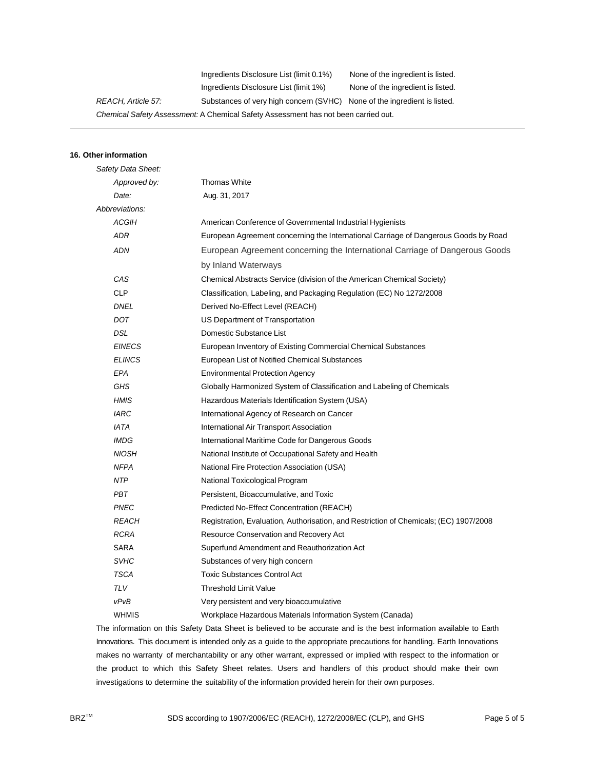| | | |
|---|---|---|
| | Ingredients Disclosure List (limit 0.1%) | None of the ingredient is listed. |
| | Ingredients Disclosure List (limit 1%) | None of the ingredient is listed. |
| *REACH, Article 57:* | Substances of very high concern (SVHC) | None of the ingredient is listed. |

*Chemical Safety Assessment:* A Chemical Safety Assessment has not been carried out.

## 16. Other information

*Safety Data Sheet:*

| | |
|---|---|
| *Approved by:* | Thomas White |
| *Date:* | Aug. 31, 2017 |

*Abbreviations:*

| | |
|---|---|
| *ACGIH* | American Conference of Governmental Industrial Hygienists |
| *ADR* | European Agreement concerning the International Carriage of Dangerous Goods by Road |
| *ADN* | European Agreement concerning the International Carriage of Dangerous Goods by Inland Waterways |
| *CAS* | Chemical Abstracts Service (division of the American Chemical Society) |
| CLP | Classification, Labeling, and Packaging Regulation (EC) No 1272/2008 |
| *DNEL* | Derived No-Effect Level (REACH) |
| *DOT* | US Department of Transportation |
| *DSL* | Domestic Substance List |
| *EINECS* | European Inventory of Existing Commercial Chemical Substances |
| *ELINCS* | European List of Notified Chemical Substances |
| *EPA* | Environmental Protection Agency |
| *GHS* | Globally Harmonized System of Classification and Labeling of Chemicals |
| *HMIS* | Hazardous Materials Identification System (USA) |
| *IARC* | International Agency of Research on Cancer |
| *IATA* | International Air Transport Association |
| *IMDG* | International Maritime Code for Dangerous Goods |
| *NIOSH* | National Institute of Occupational Safety and Health |
| *NFPA* | National Fire Protection Association (USA) |
| *NTP* | National Toxicological Program |
| *PBT* | Persistent, Bioaccumulative, and Toxic |
| *PNEC* | Predicted No-Effect Concentration (REACH) |
| *REACH* | Registration, Evaluation, Authorisation, and Restriction of Chemicals; (EC) 1907/2008 |
| *RCRA* | Resource Conservation and Recovery Act |
| SARA | Superfund Amendment and Reauthorization Act |
| *SVHC* | Substances of very high concern |
| *TSCA* | Toxic Substances Control Act |
| *TLV* | Threshold Limit Value |
| *vPvB* | Very persistent and very bioaccumulative |
| WHMIS | Workplace Hazardous Materials Information System (Canada) |

The information on this Safety Data Sheet is believed to be accurate and is the best information available to Earth Innovations. This document is intended only as a guide to the appropriate precautions for handling. Earth Innovations makes no warranty of merchantability or any other warrant, expressed or implied with respect to the information or the product to which this Safety Sheet relates. Users and handlers of this product should make their own investigations to determine the suitability of the information provided herein for their own purposes.